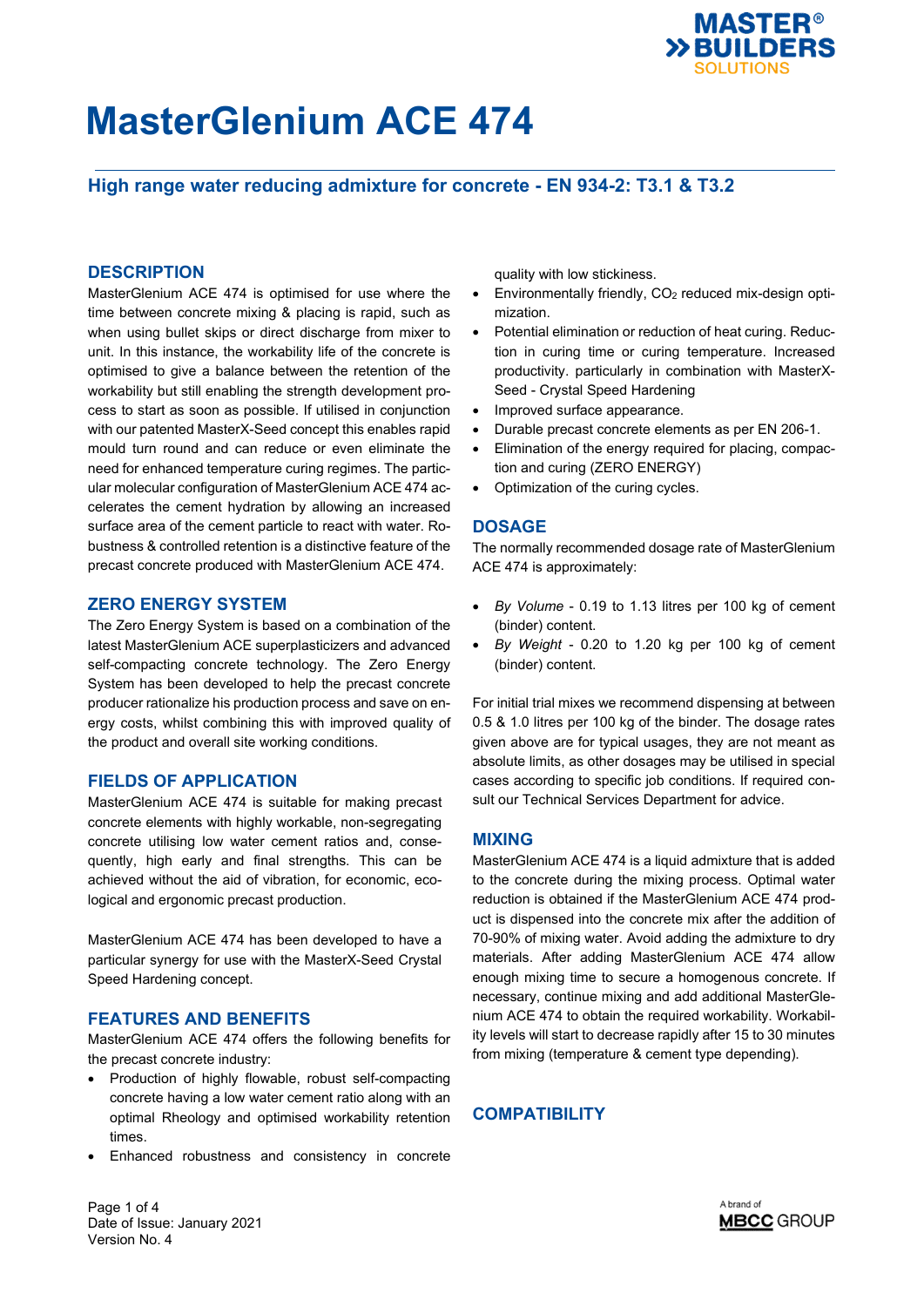# MasterGlenium ACE 474

## High range water reducing admixture for concrete - EN 934-2: T3.1 & T3.2

## DESCRIPTION

MasterGlenium ACE 474 is optimised for use where the time between concrete mixing & placing is rapid, such as when using bullet skips or direct discharge from mixer to unit. In this instance, the workability life of the concrete is optimised to give a balance between the retention of the workability but still enabling the strength development process to start as soon as possible. If utilised in conjunction with our patented MasterX-Seed concept this enables rapid mould turn round and can reduce or even eliminate the need for enhanced temperature curing regimes. The particular molecular configuration of MasterGlenium ACE 474 accelerates the cement hydration by allowing an increased surface area of the cement particle to react with water. Robustness & controlled retention is a distinctive feature of the precast concrete produced with MasterGlenium ACE 474.

## ZERO ENERGY SYSTEM

The Zero Energy System is based on a combination of the latest MasterGlenium ACE superplasticizers and advanced self-compacting concrete technology. The Zero Energy System has been developed to help the precast concrete producer rationalize his production process and save on energy costs, whilst combining this with improved quality of the product and overall site working conditions.

## FIELDS OF APPLICATION

MasterGlenium ACE 474 is suitable for making precast concrete elements with highly workable, non-segregating concrete utilising low water cement ratios and, consequently, high early and final strengths. This can be achieved without the aid of vibration, for economic, ecological and ergonomic precast production.

MasterGlenium ACE 474 has been developed to have a particular synergy for use with the MasterX-Seed Crystal Speed Hardening concept.

## FEATURES AND BENEFITS

MasterGlenium ACE 474 offers the following benefits for the precast concrete industry:

- Production of highly flowable, robust self-compacting concrete having a low water cement ratio along with an optimal Rheology and optimised workability retention times.
- Enhanced robustness and consistency in concrete quality with low stickiness.
- Environmentally friendly, $CO_2$ reduced mix-design optimization.
- Potential elimination or reduction of heat curing. Reduction in curing time or curing temperature. Increased productivity. particularly in combination with MasterX-Seed - Crystal Speed Hardening
- Improved surface appearance.
- Durable precast concrete elements as per EN 206-1.
- Elimination of the energy required for placing, compaction and curing (ZERO ENERGY)
- Optimization of the curing cycles.

## DOSAGE

The normally recommended dosage rate of MasterGlenium ACE 474 is approximately:

- *By Volume* - 0.19 to 1.13 litres per 100 kg of cement (binder) content.
- *By Weight* - 0.20 to 1.20 kg per 100 kg of cement (binder) content.

For initial trial mixes we recommend dispensing at between 0.5 & 1.0 litres per 100 kg of the binder. The dosage rates given above are for typical usages, they are not meant as absolute limits, as other dosages may be utilised in special cases according to specific job conditions. If required consult our Technical Services Department for advice.

## MIXING

MasterGlenium ACE 474 is a liquid admixture that is added to the concrete during the mixing process. Optimal water reduction is obtained if the MasterGlenium ACE 474 product is dispensed into the concrete mix after the addition of 70-90% of mixing water. Avoid adding the admixture to dry materials. After adding MasterGlenium ACE 474 allow enough mixing time to secure a homogenous concrete. If necessary, continue mixing and add additional MasterGlenium ACE 474 to obtain the required workability. Workability levels will start to decrease rapidly after 15 to 30 minutes from mixing (temperature & cement type depending).

## COMPATIBILITY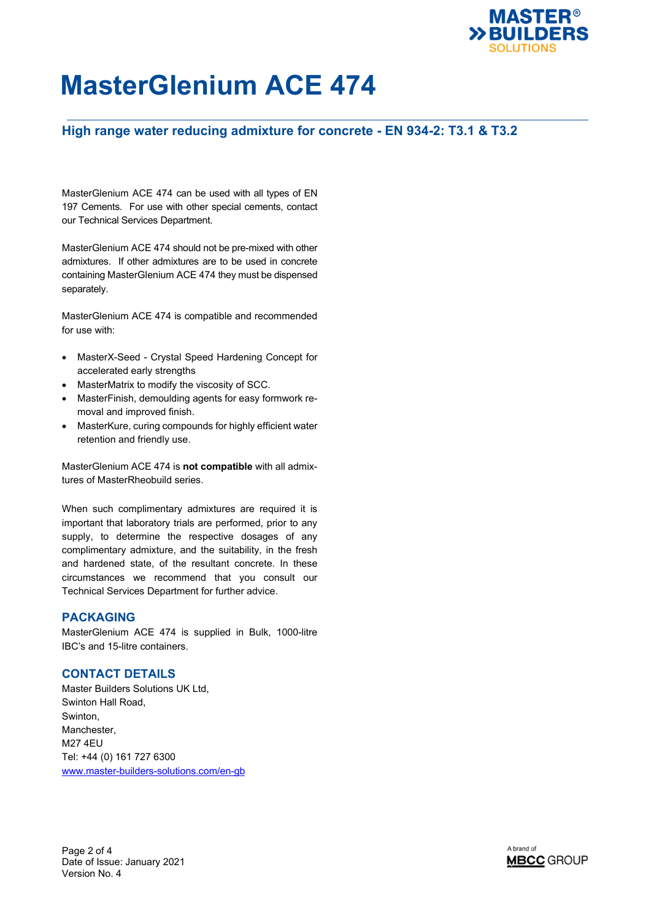# MasterGlenium ACE 474

## High range water reducing admixture for concrete - EN 934-2: T3.1 & T3.2

MasterGlenium ACE 474 can be used with all types of EN 197 Cements. For use with other special cements, contact our Technical Services Department.

MasterGlenium ACE 474 should not be pre-mixed with other admixtures. If other admixtures are to be used in concrete containing MasterGlenium ACE 474 they must be dispensed separately.

MasterGlenium ACE 474 is compatible and recommended for use with:

- MasterX-Seed - Crystal Speed Hardening Concept for accelerated early strengths
- MasterMatrix to modify the viscosity of SCC.
- MasterFinish, demoulding agents for easy formwork removal and improved finish.
- MasterKure, curing compounds for highly efficient water retention and friendly use.

MasterGlenium ACE 474 is **not compatible** with all admixtures of MasterRheobuild series.

When such complimentary admixtures are required it is important that laboratory trials are performed, prior to any supply, to determine the respective dosages of any complimentary admixture, and the suitability, in the fresh and hardened state, of the resultant concrete. In these circumstances we recommend that you consult our Technical Services Department for further advice.

### PACKAGING

MasterGlenium ACE 474 is supplied in Bulk, 1000-litre IBC's and 15-litre containers.

### CONTACT DETAILS

Master Builders Solutions UK Ltd,
Swinton Hall Road,
Swinton,
Manchester,
M27 4EU
Tel: +44 (0) 161 727 6300
[www.master-builders-solutions.com/en-gb](http://www.master-builders-solutions.com/en-gb)

Date of Issue: January 2021
Version No. 4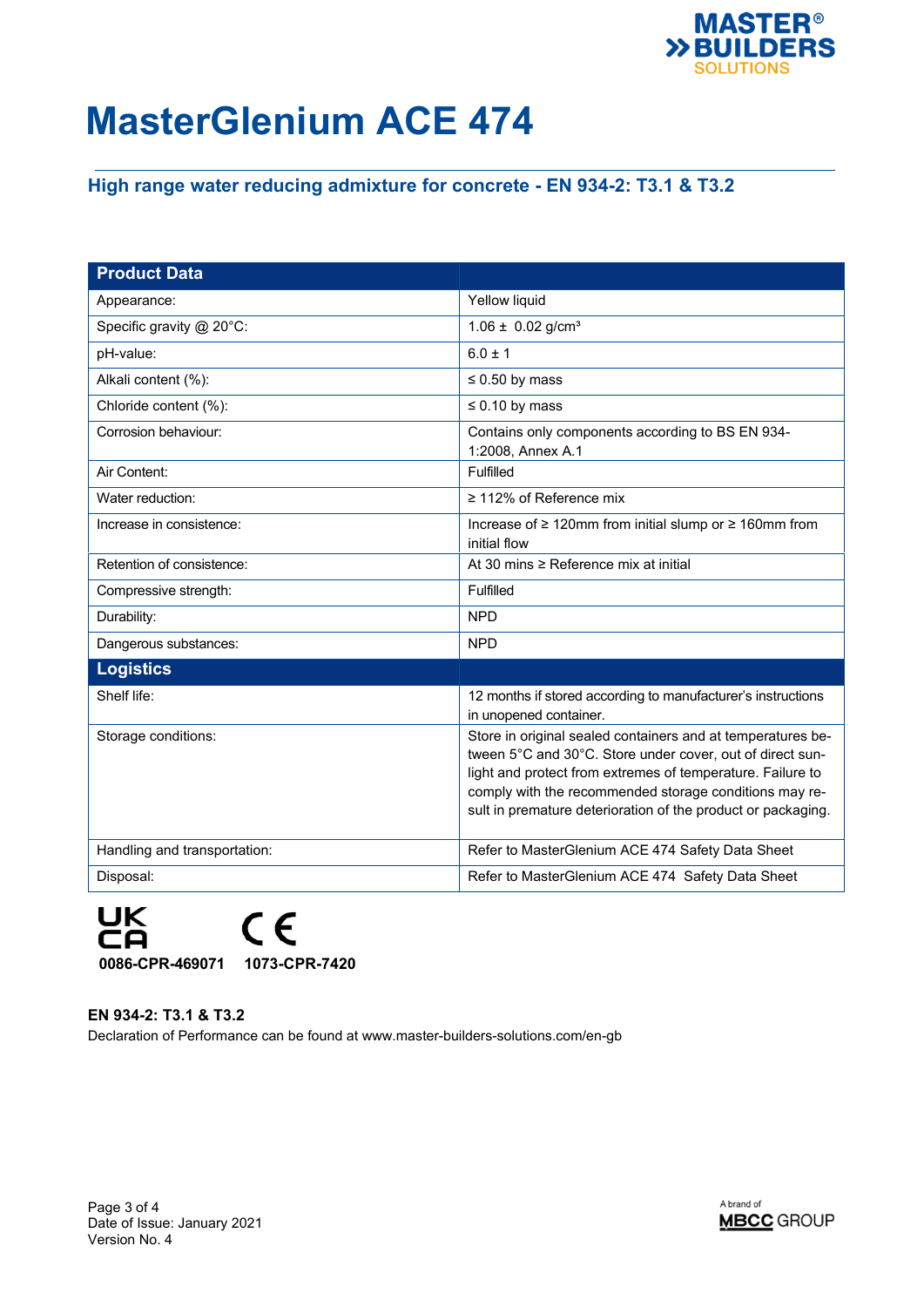# MasterGlenium ACE 474

## High range water reducing admixture for concrete - EN 934-2: T3.1 & T3.2

| Product Data | |
|---|---|
| Appearance: | Yellow liquid |
| Specific gravity @ 20°C: | 1.06 ± 0.02 g/cm³ |
| pH-value: | 6.0 ± 1 |
| Alkali content (%): | ≤ 0.50 by mass |
| Chloride content (%): | ≤ 0.10 by mass |
| Corrosion behaviour: | Contains only components according to BS EN 934-1:2008, Annex A.1 |
| Air Content: | Fulfilled |
| Water reduction: | ≥ 112% of Reference mix |
| Increase in consistence: | Increase of ≥ 120mm from initial slump or ≥ 160mm from initial flow |
| Retention of consistence: | At 30 mins ≥ Reference mix at initial |
| Compressive strength: | Fulfilled |
| Durability: | NPD |
| Dangerous substances: | NPD |
| **Logistics** | |
| Shelf life: | 12 months if stored according to manufacturer's instructions in unopened container. |
| Storage conditions: | Store in original sealed containers and at temperatures between 5°C and 30°C. Store under cover, out of direct sunlight and protect from extremes of temperature. Failure to comply with the recommended storage conditions may result in premature deterioration of the product or packaging. |
| Handling and transportation: | Refer to MasterGlenium ACE 474 Safety Data Sheet |
| Disposal: | Refer to MasterGlenium ACE 474 Safety Data Sheet |

UKCA CE

**0086-CPR-469071** **1073-CPR-7420**

**EN 934-2: T3.1 & T3.2**

Declaration of Performance can be found at www.master-builders-solutions.com/en-gb

Date of Issue: January 2021
Version No. 4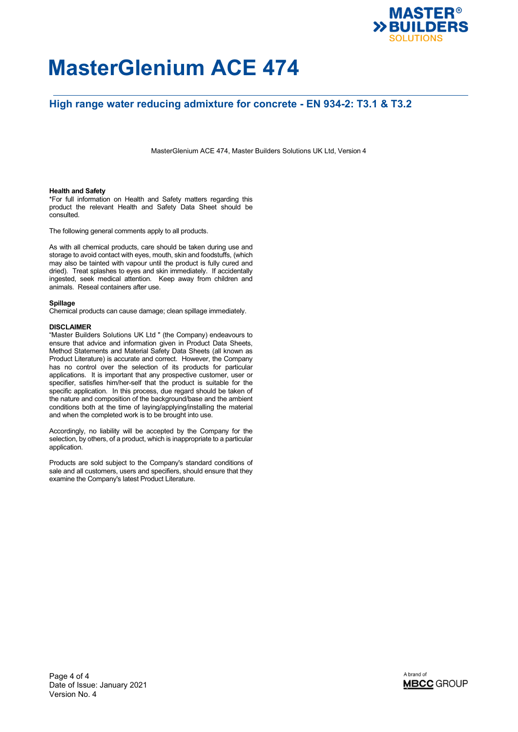# MasterGlenium ACE 474

## High range water reducing admixture for concrete - EN 934-2: T3.1 & T3.2

MasterGlenium ACE 474, Master Builders Solutions UK Ltd, Version 4

**Health and Safety**
*For full information on Health and Safety matters regarding this product the relevant Health and Safety Data Sheet should be consulted.

The following general comments apply to all products.

As with all chemical products, care should be taken during use and storage to avoid contact with eyes, mouth, skin and foodstuffs, (which may also be tainted with vapour until the product is fully cured and dried). Treat splashes to eyes and skin immediately. If accidentally ingested, seek medical attention. Keep away from children and animals. Reseal containers after use.

**Spillage**
Chemical products can cause damage; clean spillage immediately.

**DISCLAIMER**
"Master Builders Solutions UK Ltd " (the Company) endeavours to ensure that advice and information given in Product Data Sheets, Method Statements and Material Safety Data Sheets (all known as Product Literature) is accurate and correct. However, the Company has no control over the selection of its products for particular applications. It is important that any prospective customer, user or specifier, satisfies him/her-self that the product is suitable for the specific application. In this process, due regard should be taken of the nature and composition of the background/base and the ambient conditions both at the time of laying/applying/installing the material and when the completed work is to be brought into use.

Accordingly, no liability will be accepted by the Company for the selection, by others, of a product, which is inappropriate to a particular application.

Products are sold subject to the Company's standard conditions of sale and all customers, users and specifiers, should ensure that they examine the Company's latest Product Literature.

Date of Issue: January 2021
Version No. 4